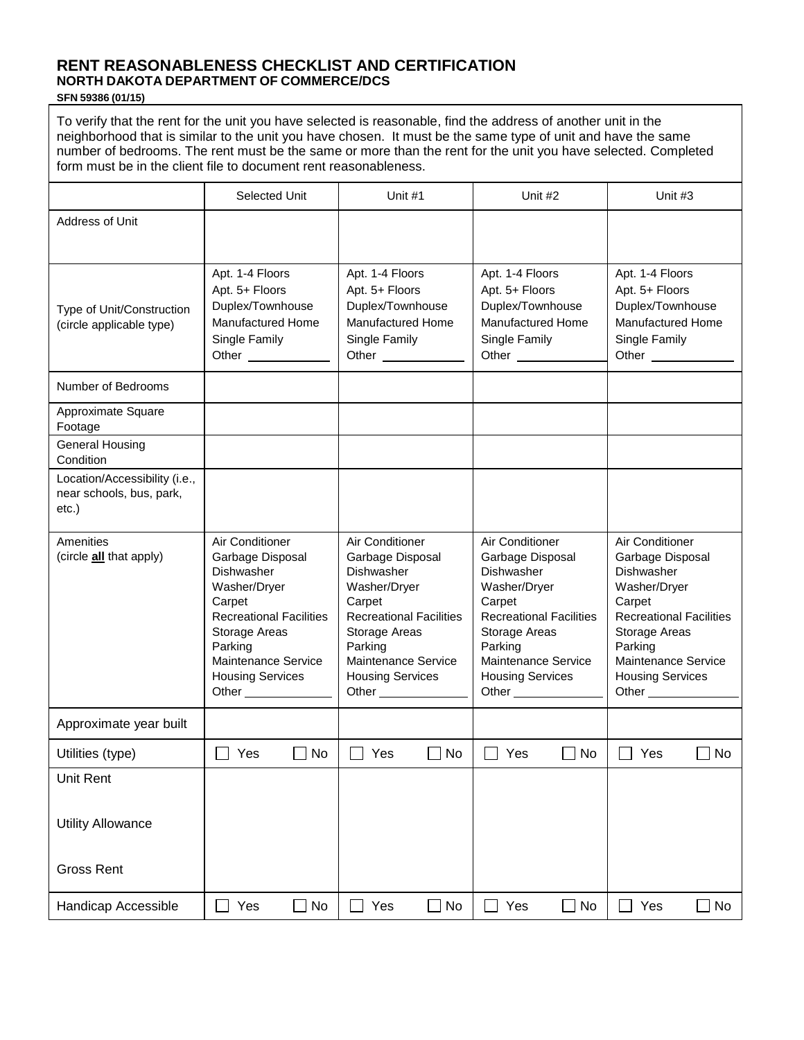# RENT REASONABLENESS CHECKLIST AND CERTIFICATION

## NORTH DAKOTA DEPARTMENT OF COMMERCE/DCS

**SFN 59386 (01/15)**

To verify that the rent for the unit you have selected is reasonable, find the address of another unit in the neighborhood that is similar to the unit you have chosen. It must be the same type of unit and have the same number of bedrooms. The rent must be the same or more than the rent for the unit you have selected. Completed form must be in the client file to document rent reasonableness.

| | Selected Unit | Unit #1 | Unit #2 | Unit #3 |
|---|---|---|---|---|
| Address of Unit | | | | |
| Type of Unit/Construction (circle applicable type) | Apt. 1-4 Floors<br>Apt. 5+ Floors<br>Duplex/Townhouse<br>Manufactured Home<br>Single Family<br>Other ____________ | Apt. 1-4 Floors<br>Apt. 5+ Floors<br>Duplex/Townhouse<br>Manufactured Home<br>Single Family<br>Other ____________ | Apt. 1-4 Floors<br>Apt. 5+ Floors<br>Duplex/Townhouse<br>Manufactured Home<br>Single Family<br>Other ____________ | Apt. 1-4 Floors<br>Apt. 5+ Floors<br>Duplex/Townhouse<br>Manufactured Home<br>Single Family<br>Other ____________ |
| Number of Bedrooms | | | | |
| Approximate Square Footage | | | | |
| General Housing Condition | | | | |
| Location/Accessibility (i.e., near schools, bus, park, etc.) | | | | |
| Amenities (circle **all** that apply) | Air Conditioner<br>Garbage Disposal<br>Dishwasher<br>Washer/Dryer<br>Carpet<br>Recreational Facilities<br>Storage Areas<br>Parking<br>Maintenance Service<br>Housing Services<br>Other ____________ | Air Conditioner<br>Garbage Disposal<br>Dishwasher<br>Washer/Dryer<br>Carpet<br>Recreational Facilities<br>Storage Areas<br>Parking<br>Maintenance Service<br>Housing Services<br>Other ____________ | Air Conditioner<br>Garbage Disposal<br>Dishwasher<br>Washer/Dryer<br>Carpet<br>Recreational Facilities<br>Storage Areas<br>Parking<br>Maintenance Service<br>Housing Services<br>Other ____________ | Air Conditioner<br>Garbage Disposal<br>Dishwasher<br>Washer/Dryer<br>Carpet<br>Recreational Facilities<br>Storage Areas<br>Parking<br>Maintenance Service<br>Housing Services<br>Other ____________ |
| Approximate year built | | | | |
| Utilities (type) | ☐ Yes ☐ No | ☐ Yes ☐ No | ☐ Yes ☐ No | ☐ Yes ☐ No |
| Unit Rent<br><br>Utility Allowance<br><br>Gross Rent | | | | |
| Handicap Accessible | ☐ Yes ☐ No | ☐ Yes ☐ No | ☐ Yes ☐ No | ☐ Yes ☐ No |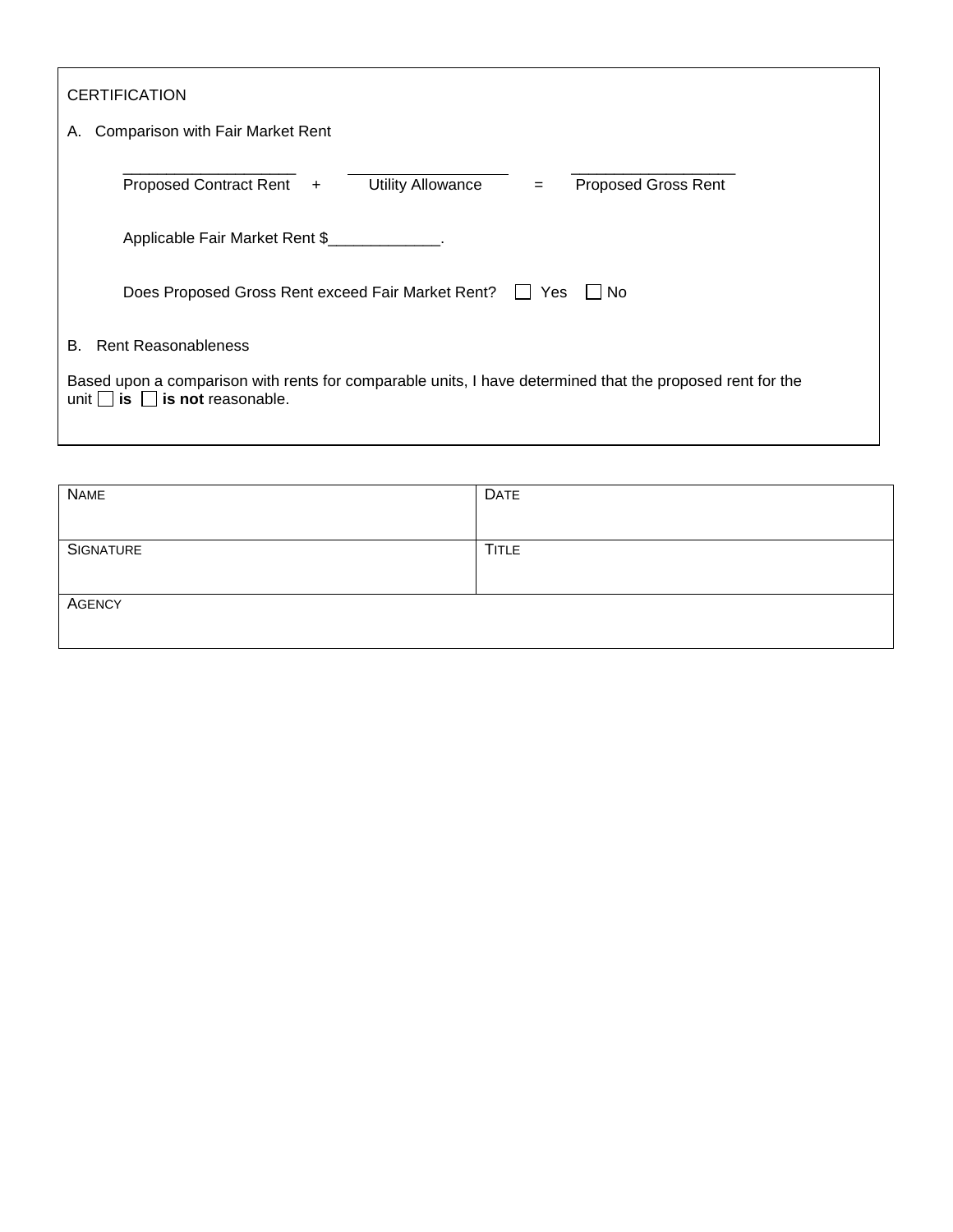CERTIFICATION

A. Comparison with Fair Market Rent

____________________ + ____________________ = ____________________
Proposed Contract Rent + Utility Allowance = Proposed Gross Rent

Applicable Fair Market Rent $_____________.

Does Proposed Gross Rent exceed Fair Market Rent? ☐ Yes ☐ No

B. Rent Reasonableness

Based upon a comparison with rents for comparable units, I have determined that the proposed rent for the unit ☐ **is** ☐ **is not** reasonable.

| | |
|---|---|
| NAME | DATE |
| SIGNATURE | TITLE |
| AGENCY | |